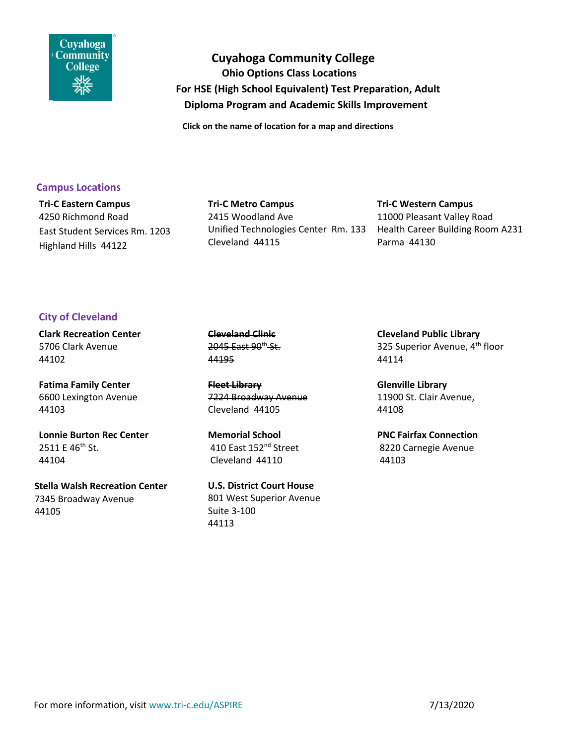# Cuyahoga Community College

**Ohio Options Class Locations**

**For HSE (High School Equivalent) Test Preparation, Adult Diploma Program and Academic Skills Improvement**

**Click on the name of location for a map and directions**

## Campus Locations

**Tri-C Eastern Campus**
4250 Richmond Road
East Student Services Rm. 1203
Highland Hills 44122

**Tri-C Metro Campus**
2415 Woodland Ave
Unified Technologies Center Rm. 133
Cleveland 44115

**Tri-C Western Campus**
11000 Pleasant Valley Road
Health Career Building Room A231
Parma 44130

## City of Cleveland

**Clark Recreation Center**
5706 Clark Avenue
44102

~~**Cleveland Clinic**~~
~~2045 East 90th St.~~
~~44195~~

**Cleveland Public Library**
325 Superior Avenue, 4th floor
44114

**Fatima Family Center**
6600 Lexington Avenue
44103

~~**Fleet Library**~~
~~7224 Broadway Avenue~~
~~Cleveland 44105~~

**Glenville Library**
11900 St. Clair Avenue,
44108

**Lonnie Burton Rec Center**
2511 E 46th St.
44104

**Memorial School**
410 East 152nd Street
Cleveland 44110

**PNC Fairfax Connection**
8220 Carnegie Avenue
44103

**Stella Walsh Recreation Center**
7345 Broadway Avenue
44105

**U.S. District Court House**
801 West Superior Avenue
Suite 3-100
44113

For more information, visit www.tri-c.edu/ASPIRE

7/13/2020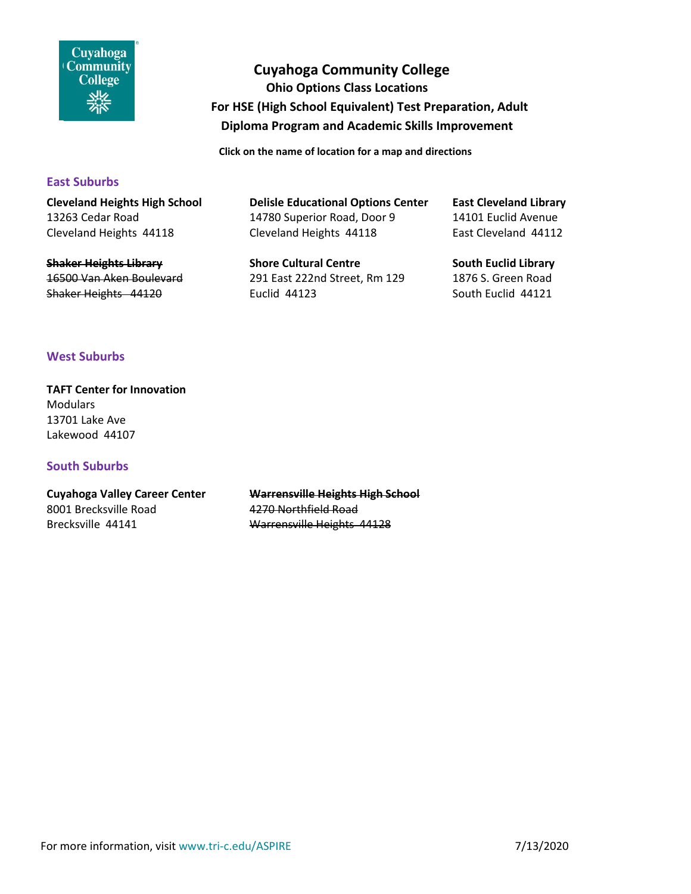# Cuyahoga Community College

## Ohio Options Class Locations

## For HSE (High School Equivalent) Test Preparation, Adult Diploma Program and Academic Skills Improvement

**Click on the name of location for a map and directions**

### East Suburbs

**Cleveland Heights High School**
13263 Cedar Road
Cleveland Heights 44118

**Delisle Educational Options Center**
14780 Superior Road, Door 9
Cleveland Heights 44118

**East Cleveland Library**
14101 Euclid Avenue
East Cleveland 44112

~~**Shaker Heights Library**~~
~~16500 Van Aken Boulevard~~
~~Shaker Heights 44120~~

**Shore Cultural Centre**
291 East 222nd Street, Rm 129
Euclid 44123

**South Euclid Library**
1876 S. Green Road
South Euclid 44121

### West Suburbs

**TAFT Center for Innovation**
Modulars
13701 Lake Ave
Lakewood 44107

### South Suburbs

**Cuyahoga Valley Career Center**
8001 Brecksville Road
Brecksville 44141

~~**Warrensville Heights High School**~~
~~4270 Northfield Road~~
~~Warrensville Heights 44128~~

For more information, visit www.tri-c.edu/ASPIRE

7/13/2020